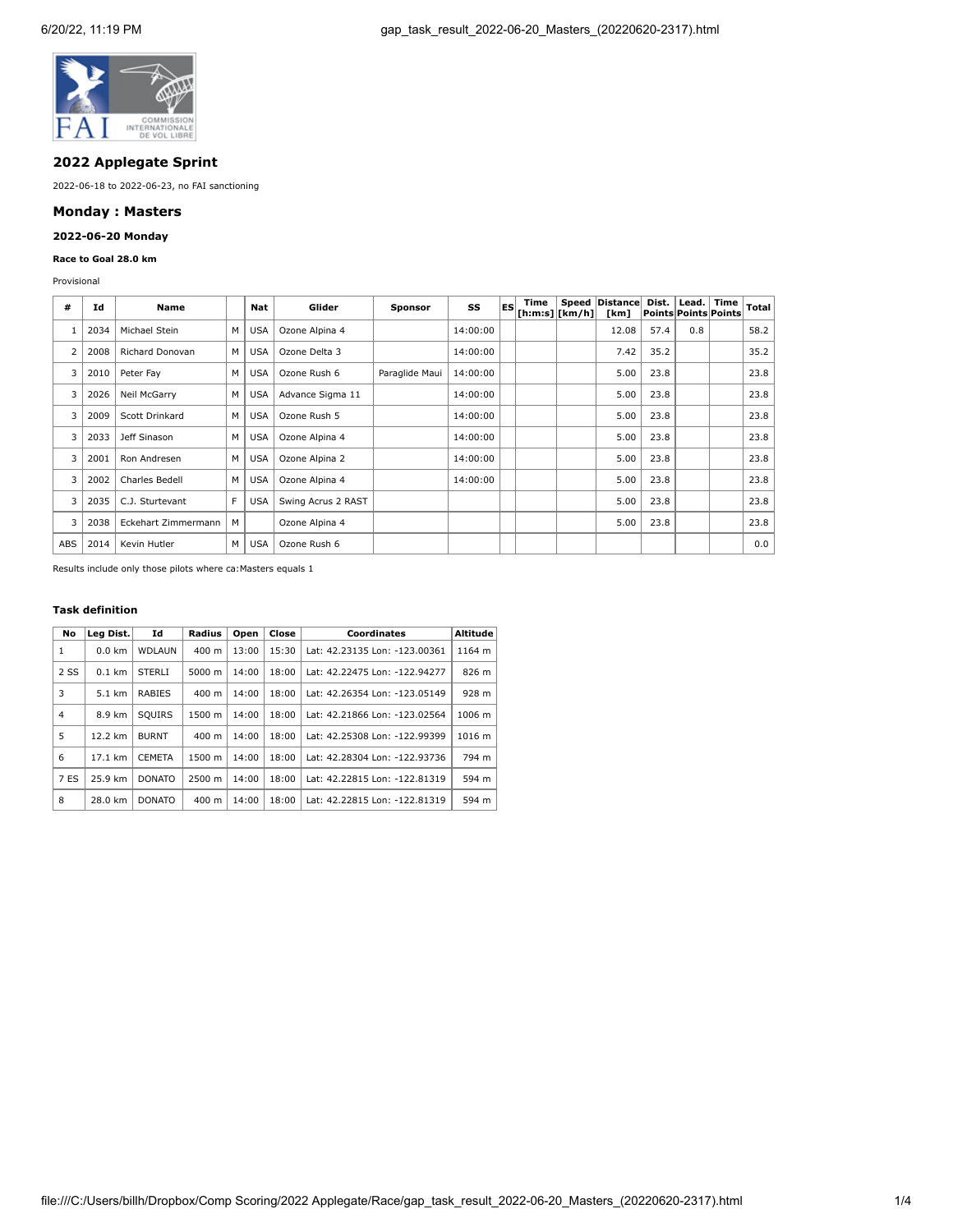## 2022 Applegate Sprint

2022-06-18 to 2022-06-23, no FAI sanctioning

## Monday : Masters

### 2022-06-20 Monday

#### Race to Goal 28.0 km

Provisional

| # | Id | Name | | Nat | Glider | Sponsor | SS | ES | Time [h:m:s] | Speed [km/h] | Distance [km] | Dist. Points | Lead. Points | Time Points | Total |
|---|---|---|---|---|---|---|---|---|---|---|---|---|---|---|---|
| 1 | 2034 | Michael Stein | M | USA | Ozone Alpina 4 | | 14:00:00 | | | | 12.08 | 57.4 | 0.8 | | 58.2 |
| 2 | 2008 | Richard Donovan | M | USA | Ozone Delta 3 | | 14:00:00 | | | | 7.42 | 35.2 | | | 35.2 |
| 3 | 2010 | Peter Fay | M | USA | Ozone Rush 6 | Paraglide Maui | 14:00:00 | | | | 5.00 | 23.8 | | | 23.8 |
| 3 | 2026 | Neil McGarry | M | USA | Advance Sigma 11 | | 14:00:00 | | | | 5.00 | 23.8 | | | 23.8 |
| 3 | 2009 | Scott Drinkard | M | USA | Ozone Rush 5 | | 14:00:00 | | | | 5.00 | 23.8 | | | 23.8 |
| 3 | 2033 | Jeff Sinason | M | USA | Ozone Alpina 4 | | 14:00:00 | | | | 5.00 | 23.8 | | | 23.8 |
| 3 | 2001 | Ron Andresen | M | USA | Ozone Alpina 2 | | 14:00:00 | | | | 5.00 | 23.8 | | | 23.8 |
| 3 | 2002 | Charles Bedell | M | USA | Ozone Alpina 4 | | 14:00:00 | | | | 5.00 | 23.8 | | | 23.8 |
| 3 | 2035 | C.J. Sturtevant | F | USA | Swing Acrus 2 RAST | | | | | | 5.00 | 23.8 | | | 23.8 |
| 3 | 2038 | Eckehart Zimmermann | M | | Ozone Alpina 4 | | | | | | 5.00 | 23.8 | | | 23.8 |
| ABS | 2014 | Kevin Hutler | M | USA | Ozone Rush 6 | | | | | | | | | | 0.0 |

Results include only those pilots where ca:Masters equals 1

#### Task definition

| No | Leg Dist. | Id | Radius | Open | Close | Coordinates | Altitude |
|---|---|---|---|---|---|---|---|
| 1 | 0.0 km | WDLAUN | 400 m | 13:00 | 15:30 | Lat: 42.23135 Lon: -123.00361 | 1164 m |
| 2 SS | 0.1 km | STERLI | 5000 m | 14:00 | 18:00 | Lat: 42.22475 Lon: -122.94277 | 826 m |
| 3 | 5.1 km | RABIES | 400 m | 14:00 | 18:00 | Lat: 42.26354 Lon: -123.05149 | 928 m |
| 4 | 8.9 km | SQUIRS | 1500 m | 14:00 | 18:00 | Lat: 42.21866 Lon: -123.02564 | 1006 m |
| 5 | 12.2 km | BURNT | 400 m | 14:00 | 18:00 | Lat: 42.25308 Lon: -122.99399 | 1016 m |
| 6 | 17.1 km | CEMETA | 1500 m | 14:00 | 18:00 | Lat: 42.28304 Lon: -122.93736 | 794 m |
| 7 ES | 25.9 km | DONATO | 2500 m | 14:00 | 18:00 | Lat: 42.22815 Lon: -122.81319 | 594 m |
| 8 | 28.0 km | DONATO | 400 m | 14:00 | 18:00 | Lat: 42.22815 Lon: -122.81319 | 594 m |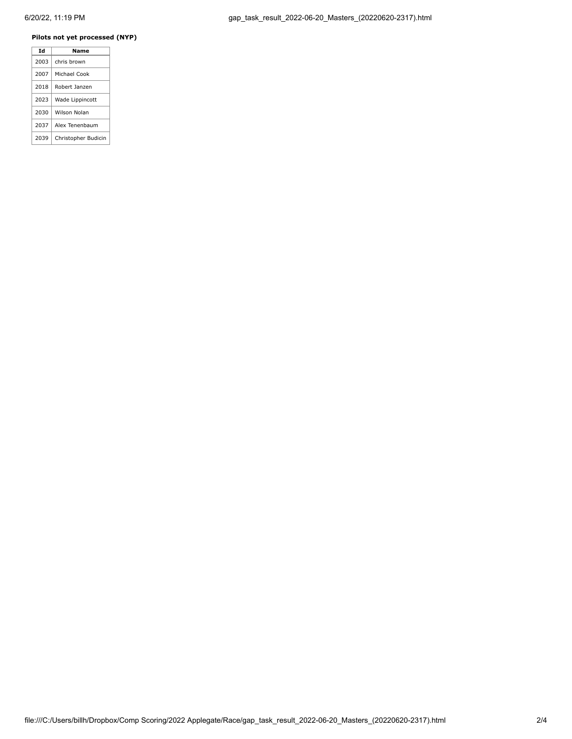**Pilots not yet processed (NYP)**

| Id | Name |
| --- | --- |
| 2003 | chris brown |
| 2007 | Michael Cook |
| 2018 | Robert Janzen |
| 2023 | Wade Lippincott |
| 2030 | Wilson Nolan |
| 2037 | Alex Tenenbaum |
| 2039 | Christopher Budicin |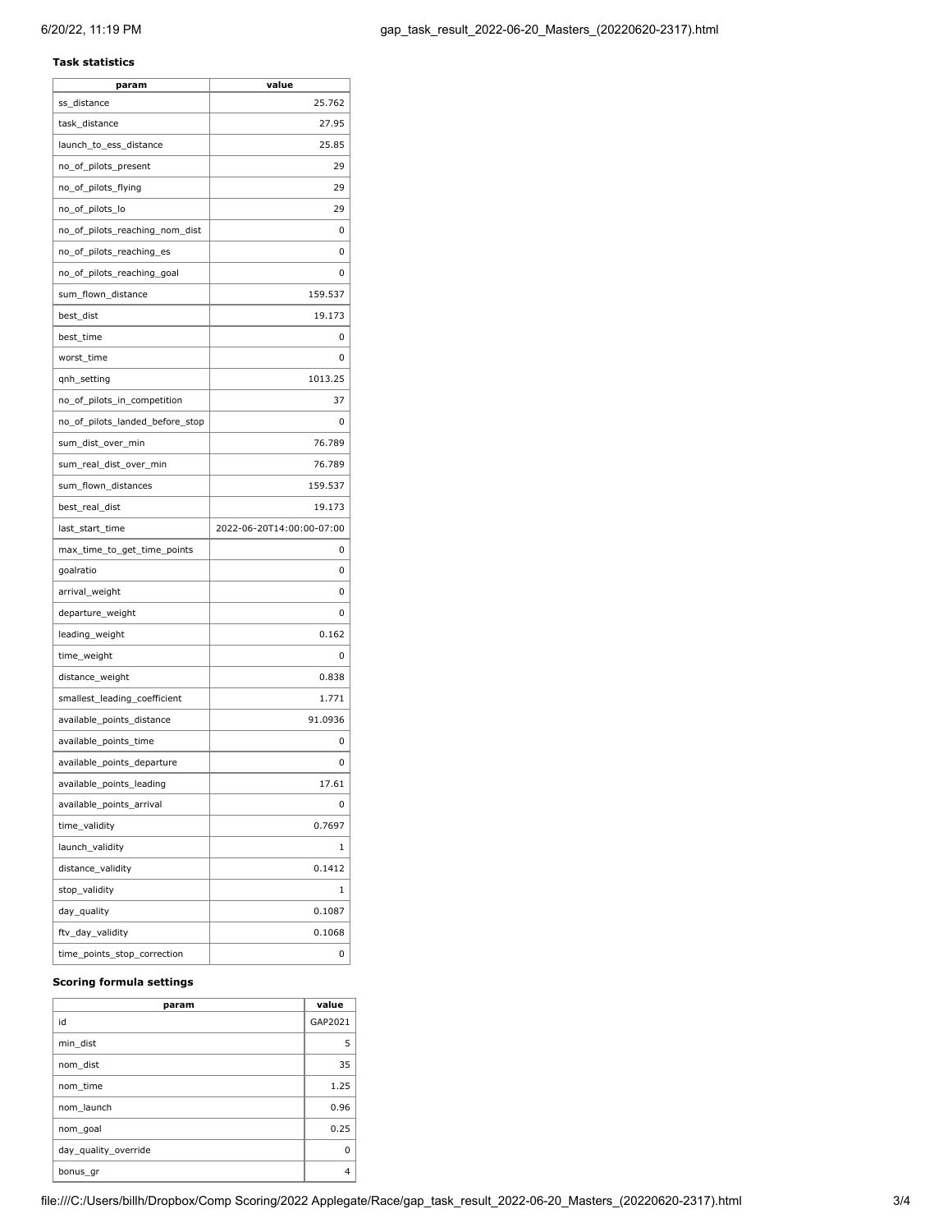**Task statistics**

| param | value |
|---|---|
| ss_distance | 25.762 |
| task_distance | 27.95 |
| launch_to_ess_distance | 25.85 |
| no_of_pilots_present | 29 |
| no_of_pilots_flying | 29 |
| no_of_pilots_lo | 29 |
| no_of_pilots_reaching_nom_dist | 0 |
| no_of_pilots_reaching_es | 0 |
| no_of_pilots_reaching_goal | 0 |
| sum_flown_distance | 159.537 |
| best_dist | 19.173 |
| best_time | 0 |
| worst_time | 0 |
| qnh_setting | 1013.25 |
| no_of_pilots_in_competition | 37 |
| no_of_pilots_landed_before_stop | 0 |
| sum_dist_over_min | 76.789 |
| sum_real_dist_over_min | 76.789 |
| sum_flown_distances | 159.537 |
| best_real_dist | 19.173 |
| last_start_time | 2022-06-20T14:00:00-07:00 |
| max_time_to_get_time_points | 0 |
| goalratio | 0 |
| arrival_weight | 0 |
| departure_weight | 0 |
| leading_weight | 0.162 |
| time_weight | 0 |
| distance_weight | 0.838 |
| smallest_leading_coefficient | 1.771 |
| available_points_distance | 91.0936 |
| available_points_time | 0 |
| available_points_departure | 0 |
| available_points_leading | 17.61 |
| available_points_arrival | 0 |
| time_validity | 0.7697 |
| launch_validity | 1 |
| distance_validity | 0.1412 |
| stop_validity | 1 |
| day_quality | 0.1087 |
| ftv_day_validity | 0.1068 |
| time_points_stop_correction | 0 |

**Scoring formula settings**

| param | value |
|---|---|
| id | GAP2021 |
| min_dist | 5 |
| nom_dist | 35 |
| nom_time | 1.25 |
| nom_launch | 0.96 |
| nom_goal | 0.25 |
| day_quality_override | 0 |
| bonus_gr | 4 |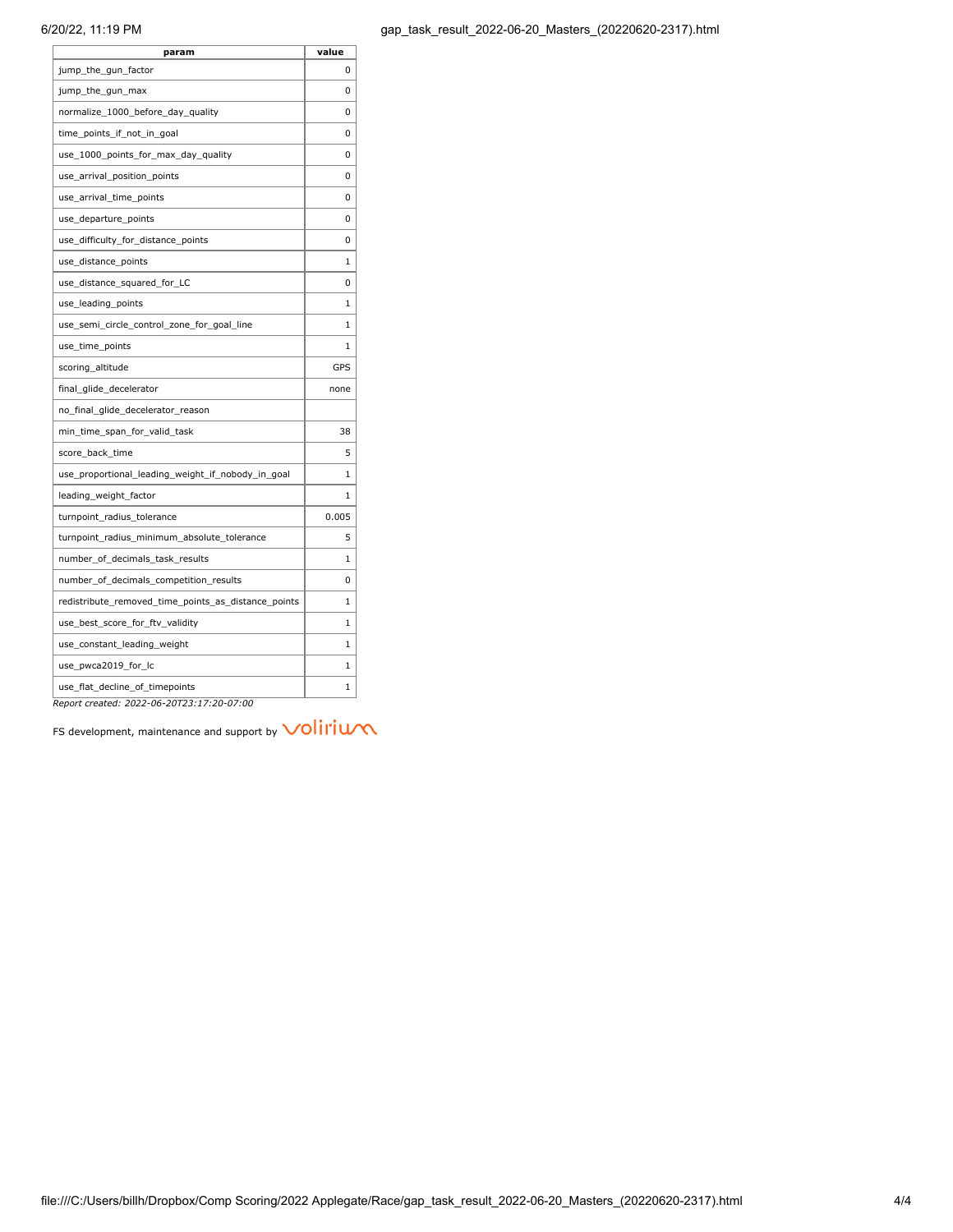| param | value |
|---|---|
| jump_the_gun_factor | 0 |
| jump_the_gun_max | 0 |
| normalize_1000_before_day_quality | 0 |
| time_points_if_not_in_goal | 0 |
| use_1000_points_for_max_day_quality | 0 |
| use_arrival_position_points | 0 |
| use_arrival_time_points | 0 |
| use_departure_points | 0 |
| use_difficulty_for_distance_points | 0 |
| use_distance_points | 1 |
| use_distance_squared_for_LC | 0 |
| use_leading_points | 1 |
| use_semi_circle_control_zone_for_goal_line | 1 |
| use_time_points | 1 |
| scoring_altitude | GPS |
| final_glide_decelerator | none |
| no_final_glide_decelerator_reason | |
| min_time_span_for_valid_task | 38 |
| score_back_time | 5 |
| use_proportional_leading_weight_if_nobody_in_goal | 1 |
| leading_weight_factor | 1 |
| turnpoint_radius_tolerance | 0.005 |
| turnpoint_radius_minimum_absolute_tolerance | 5 |
| number_of_decimals_task_results | 1 |
| number_of_decimals_competition_results | 0 |
| redistribute_removed_time_points_as_distance_points | 1 |
| use_best_score_for_ftv_validity | 1 |
| use_constant_leading_weight | 1 |
| use_pwca2019_for_lc | 1 |
| use_flat_decline_of_timepoints | 1 |

*Report created: 2022-06-20T23:17:20-07:00*

FS development, maintenance and support by volirium